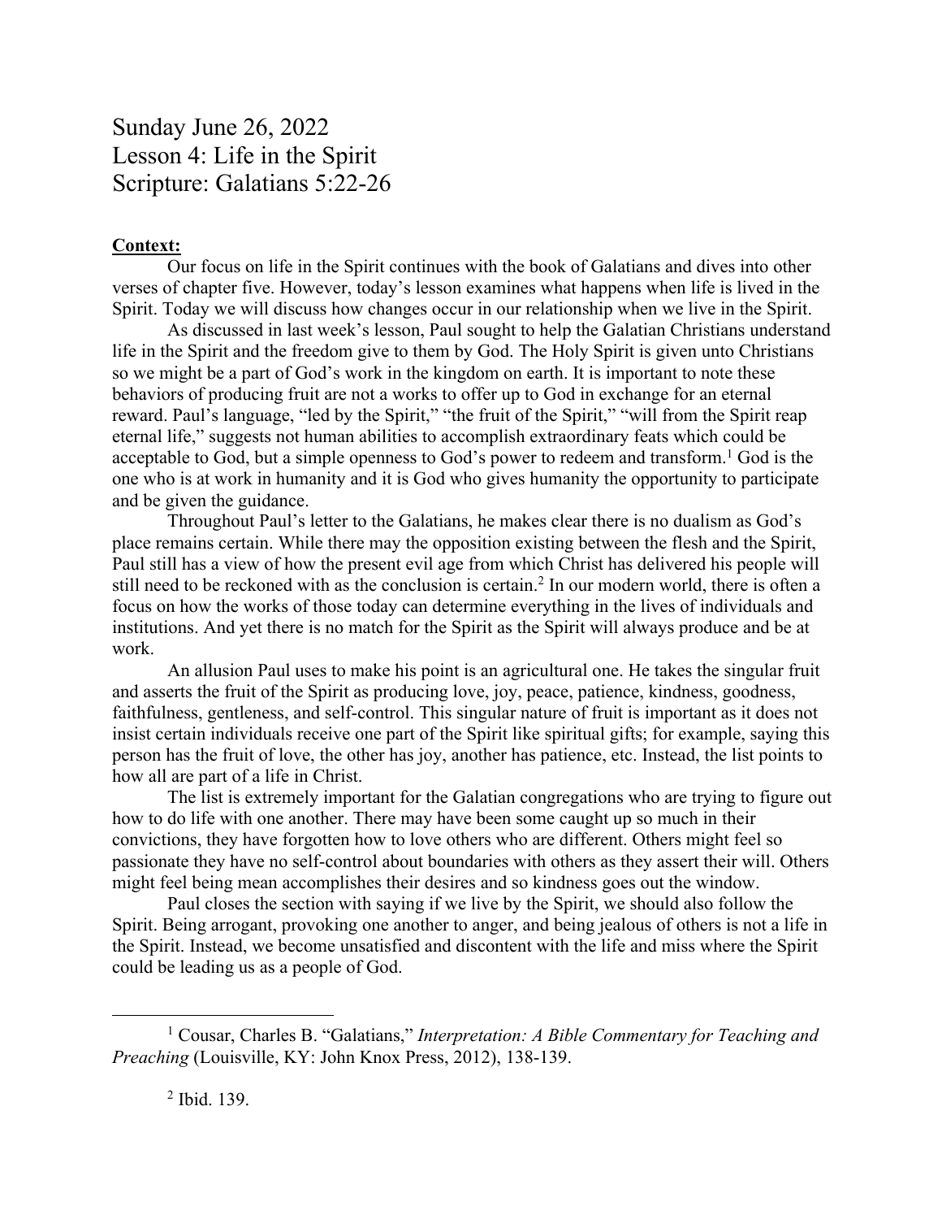# Sunday June 26, 2022
# Lesson 4: Life in the Spirit
# Scripture: Galatians 5:22-26

**Context:**

Our focus on life in the Spirit continues with the book of Galatians and dives into other verses of chapter five. However, today's lesson examines what happens when life is lived in the Spirit. Today we will discuss how changes occur in our relationship when we live in the Spirit.

As discussed in last week's lesson, Paul sought to help the Galatian Christians understand life in the Spirit and the freedom give to them by God. The Holy Spirit is given unto Christians so we might be a part of God's work in the kingdom on earth. It is important to note these behaviors of producing fruit are not a works to offer up to God in exchange for an eternal reward. Paul's language, "led by the Spirit," "the fruit of the Spirit," "will from the Spirit reap eternal life," suggests not human abilities to accomplish extraordinary feats which could be acceptable to God, but a simple openness to God's power to redeem and transform.[1] God is the one who is at work in humanity and it is God who gives humanity the opportunity to participate and be given the guidance.

Throughout Paul's letter to the Galatians, he makes clear there is no dualism as God's place remains certain. While there may the opposition existing between the flesh and the Spirit, Paul still has a view of how the present evil age from which Christ has delivered his people will still need to be reckoned with as the conclusion is certain.[2] In our modern world, there is often a focus on how the works of those today can determine everything in the lives of individuals and institutions. And yet there is no match for the Spirit as the Spirit will always produce and be at work.

An allusion Paul uses to make his point is an agricultural one. He takes the singular fruit and asserts the fruit of the Spirit as producing love, joy, peace, patience, kindness, goodness, faithfulness, gentleness, and self-control. This singular nature of fruit is important as it does not insist certain individuals receive one part of the Spirit like spiritual gifts; for example, saying this person has the fruit of love, the other has joy, another has patience, etc. Instead, the list points to how all are part of a life in Christ.

The list is extremely important for the Galatian congregations who are trying to figure out how to do life with one another. There may have been some caught up so much in their convictions, they have forgotten how to love others who are different. Others might feel so passionate they have no self-control about boundaries with others as they assert their will. Others might feel being mean accomplishes their desires and so kindness goes out the window.

Paul closes the section with saying if we live by the Spirit, we should also follow the Spirit. Being arrogant, provoking one another to anger, and being jealous of others is not a life in the Spirit. Instead, we become unsatisfied and discontent with the life and miss where the Spirit could be leading us as a people of God.

---

[1] Cousar, Charles B. "Galatians," *Interpretation: A Bible Commentary for Teaching and Preaching* (Louisville, KY: John Knox Press, 2012), 138-139.

[2] Ibid. 139.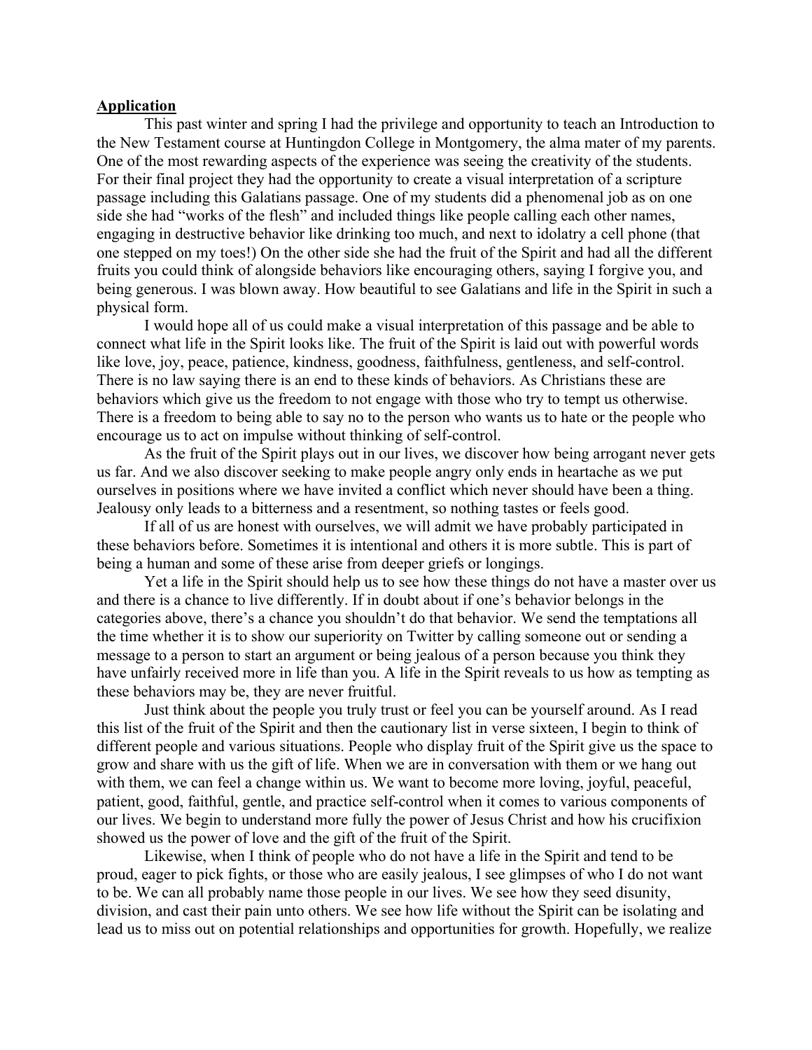**Application**

This past winter and spring I had the privilege and opportunity to teach an Introduction to the New Testament course at Huntingdon College in Montgomery, the alma mater of my parents. One of the most rewarding aspects of the experience was seeing the creativity of the students. For their final project they had the opportunity to create a visual interpretation of a scripture passage including this Galatians passage. One of my students did a phenomenal job as on one side she had "works of the flesh" and included things like people calling each other names, engaging in destructive behavior like drinking too much, and next to idolatry a cell phone (that one stepped on my toes!) On the other side she had the fruit of the Spirit and had all the different fruits you could think of alongside behaviors like encouraging others, saying I forgive you, and being generous. I was blown away. How beautiful to see Galatians and life in the Spirit in such a physical form.

I would hope all of us could make a visual interpretation of this passage and be able to connect what life in the Spirit looks like. The fruit of the Spirit is laid out with powerful words like love, joy, peace, patience, kindness, goodness, faithfulness, gentleness, and self-control. There is no law saying there is an end to these kinds of behaviors. As Christians these are behaviors which give us the freedom to not engage with those who try to tempt us otherwise. There is a freedom to being able to say no to the person who wants us to hate or the people who encourage us to act on impulse without thinking of self-control.

As the fruit of the Spirit plays out in our lives, we discover how being arrogant never gets us far. And we also discover seeking to make people angry only ends in heartache as we put ourselves in positions where we have invited a conflict which never should have been a thing. Jealousy only leads to a bitterness and a resentment, so nothing tastes or feels good.

If all of us are honest with ourselves, we will admit we have probably participated in these behaviors before. Sometimes it is intentional and others it is more subtle. This is part of being a human and some of these arise from deeper griefs or longings.

Yet a life in the Spirit should help us to see how these things do not have a master over us and there is a chance to live differently. If in doubt about if one's behavior belongs in the categories above, there's a chance you shouldn't do that behavior. We send the temptations all the time whether it is to show our superiority on Twitter by calling someone out or sending a message to a person to start an argument or being jealous of a person because you think they have unfairly received more in life than you. A life in the Spirit reveals to us how as tempting as these behaviors may be, they are never fruitful.

Just think about the people you truly trust or feel you can be yourself around. As I read this list of the fruit of the Spirit and then the cautionary list in verse sixteen, I begin to think of different people and various situations. People who display fruit of the Spirit give us the space to grow and share with us the gift of life. When we are in conversation with them or we hang out with them, we can feel a change within us. We want to become more loving, joyful, peaceful, patient, good, faithful, gentle, and practice self-control when it comes to various components of our lives. We begin to understand more fully the power of Jesus Christ and how his crucifixion showed us the power of love and the gift of the fruit of the Spirit.

Likewise, when I think of people who do not have a life in the Spirit and tend to be proud, eager to pick fights, or those who are easily jealous, I see glimpses of who I do not want to be. We can all probably name those people in our lives. We see how they seed disunity, division, and cast their pain unto others. We see how life without the Spirit can be isolating and lead us to miss out on potential relationships and opportunities for growth. Hopefully, we realize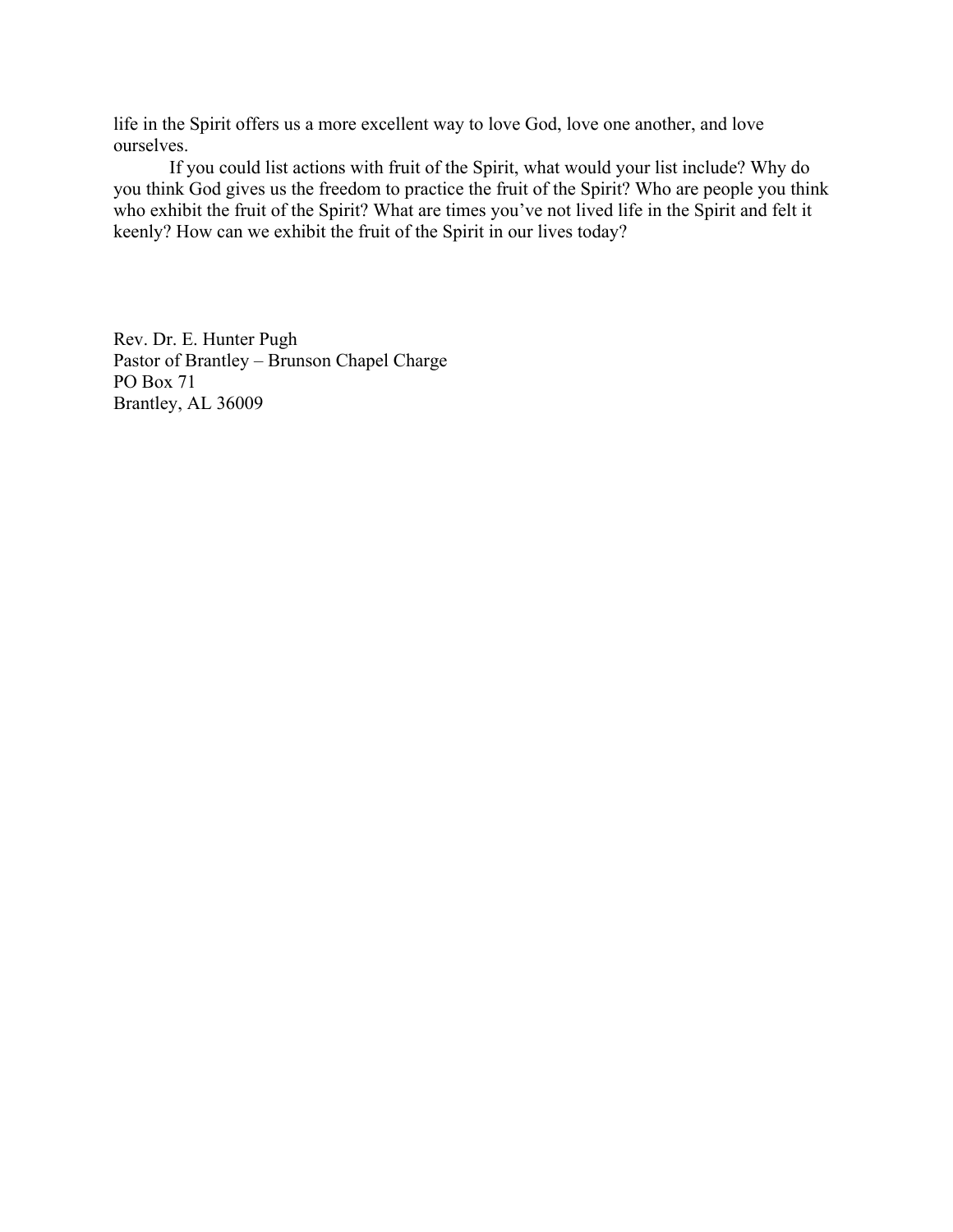life in the Spirit offers us a more excellent way to love God, love one another, and love ourselves.

If you could list actions with fruit of the Spirit, what would your list include? Why do you think God gives us the freedom to practice the fruit of the Spirit? Who are people you think who exhibit the fruit of the Spirit? What are times you've not lived life in the Spirit and felt it keenly? How can we exhibit the fruit of the Spirit in our lives today?

Rev. Dr. E. Hunter Pugh  
Pastor of Brantley – Brunson Chapel Charge  
PO Box 71  
Brantley, AL 36009